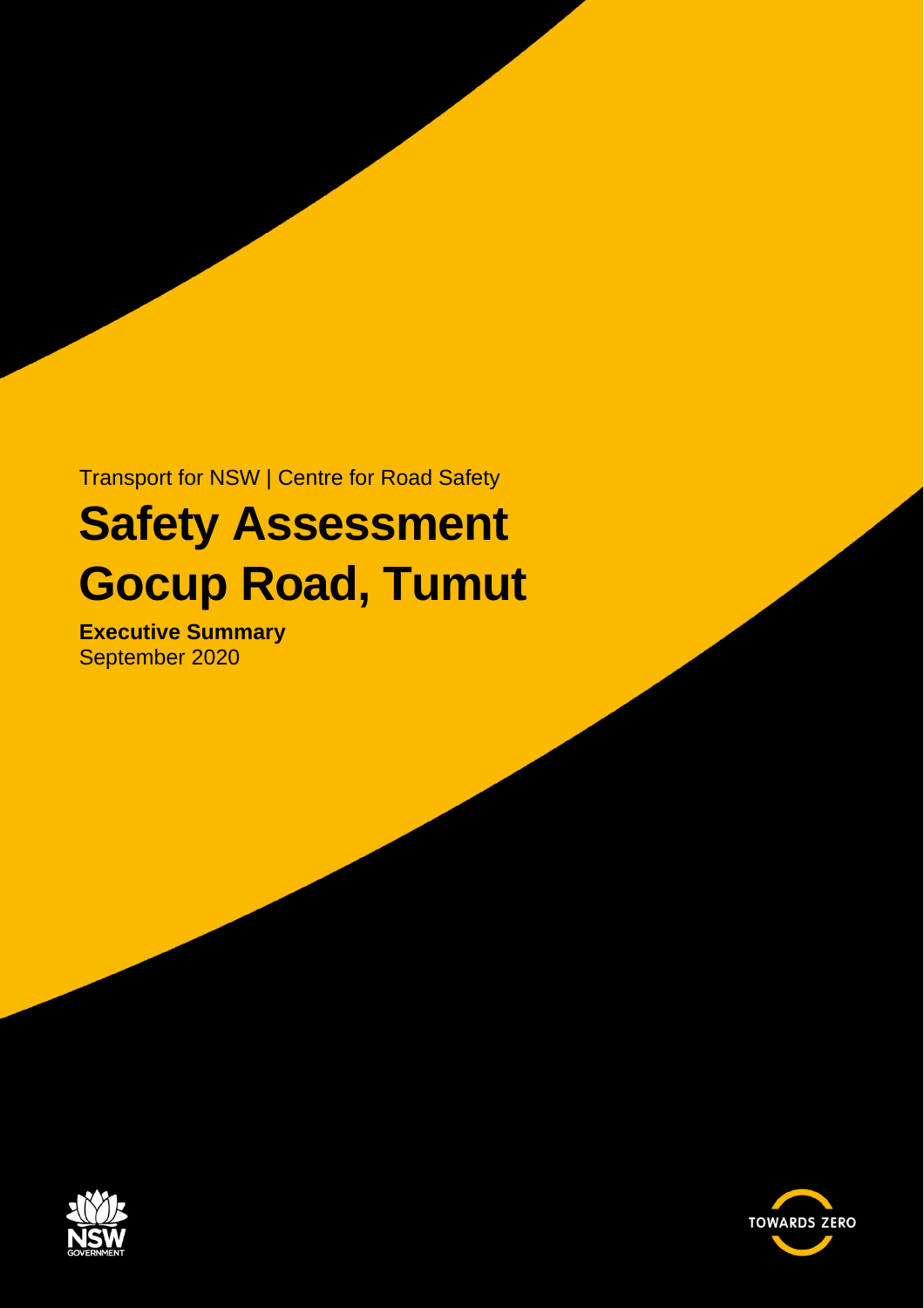Transport for NSW | Centre for Road Safety

# Safety Assessment Gocup Road, Tumut

**Executive Summary**
September 2020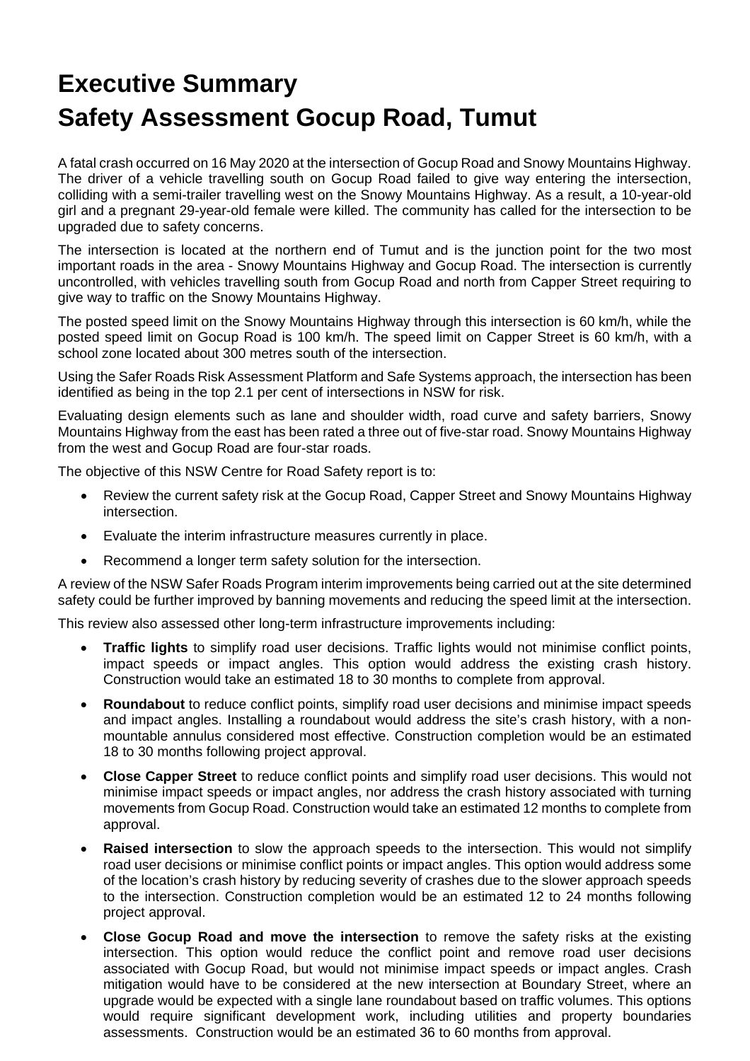# Executive Summary

# Safety Assessment Gocup Road, Tumut

A fatal crash occurred on 16 May 2020 at the intersection of Gocup Road and Snowy Mountains Highway. The driver of a vehicle travelling south on Gocup Road failed to give way entering the intersection, colliding with a semi-trailer travelling west on the Snowy Mountains Highway. As a result, a 10-year-old girl and a pregnant 29-year-old female were killed. The community has called for the intersection to be upgraded due to safety concerns.

The intersection is located at the northern end of Tumut and is the junction point for the two most important roads in the area - Snowy Mountains Highway and Gocup Road. The intersection is currently uncontrolled, with vehicles travelling south from Gocup Road and north from Capper Street requiring to give way to traffic on the Snowy Mountains Highway.

The posted speed limit on the Snowy Mountains Highway through this intersection is 60 km/h, while the posted speed limit on Gocup Road is 100 km/h. The speed limit on Capper Street is 60 km/h, with a school zone located about 300 metres south of the intersection.

Using the Safer Roads Risk Assessment Platform and Safe Systems approach, the intersection has been identified as being in the top 2.1 per cent of intersections in NSW for risk.

Evaluating design elements such as lane and shoulder width, road curve and safety barriers, Snowy Mountains Highway from the east has been rated a three out of five-star road. Snowy Mountains Highway from the west and Gocup Road are four-star roads.

The objective of this NSW Centre for Road Safety report is to:

- Review the current safety risk at the Gocup Road, Capper Street and Snowy Mountains Highway intersection.
- Evaluate the interim infrastructure measures currently in place.
- Recommend a longer term safety solution for the intersection.

A review of the NSW Safer Roads Program interim improvements being carried out at the site determined safety could be further improved by banning movements and reducing the speed limit at the intersection.

This review also assessed other long-term infrastructure improvements including:

- **Traffic lights** to simplify road user decisions. Traffic lights would not minimise conflict points, impact speeds or impact angles. This option would address the existing crash history. Construction would take an estimated 18 to 30 months to complete from approval.
- **Roundabout** to reduce conflict points, simplify road user decisions and minimise impact speeds and impact angles. Installing a roundabout would address the site's crash history, with a non-mountable annulus considered most effective. Construction completion would be an estimated 18 to 30 months following project approval.
- **Close Capper Street** to reduce conflict points and simplify road user decisions. This would not minimise impact speeds or impact angles, nor address the crash history associated with turning movements from Gocup Road. Construction would take an estimated 12 months to complete from approval.
- **Raised intersection** to slow the approach speeds to the intersection. This would not simplify road user decisions or minimise conflict points or impact angles. This option would address some of the location's crash history by reducing severity of crashes due to the slower approach speeds to the intersection. Construction completion would be an estimated 12 to 24 months following project approval.
- **Close Gocup Road and move the intersection** to remove the safety risks at the existing intersection. This option would reduce the conflict point and remove road user decisions associated with Gocup Road, but would not minimise impact speeds or impact angles. Crash mitigation would have to be considered at the new intersection at Boundary Street, where an upgrade would be expected with a single lane roundabout based on traffic volumes. This options would require significant development work, including utilities and property boundaries assessments. Construction would be an estimated 36 to 60 months from approval.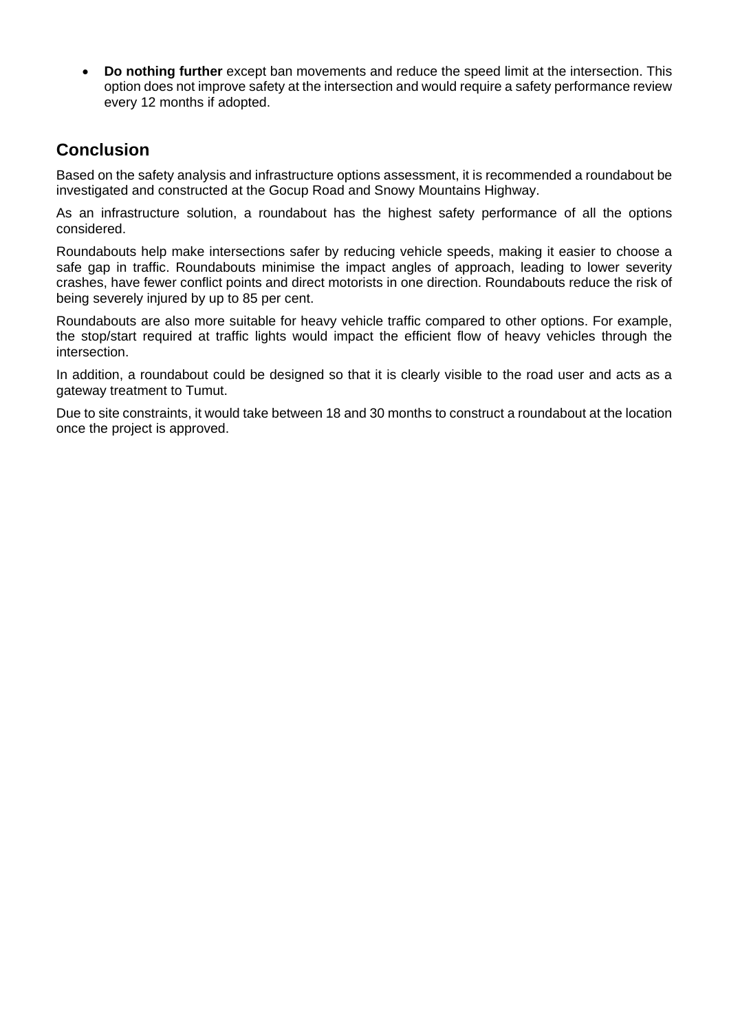- **Do nothing further** except ban movements and reduce the speed limit at the intersection. This option does not improve safety at the intersection and would require a safety performance review every 12 months if adopted.

## Conclusion

Based on the safety analysis and infrastructure options assessment, it is recommended a roundabout be investigated and constructed at the Gocup Road and Snowy Mountains Highway.

As an infrastructure solution, a roundabout has the highest safety performance of all the options considered.

Roundabouts help make intersections safer by reducing vehicle speeds, making it easier to choose a safe gap in traffic. Roundabouts minimise the impact angles of approach, leading to lower severity crashes, have fewer conflict points and direct motorists in one direction. Roundabouts reduce the risk of being severely injured by up to 85 per cent.

Roundabouts are also more suitable for heavy vehicle traffic compared to other options. For example, the stop/start required at traffic lights would impact the efficient flow of heavy vehicles through the intersection.

In addition, a roundabout could be designed so that it is clearly visible to the road user and acts as a gateway treatment to Tumut.

Due to site constraints, it would take between 18 and 30 months to construct a roundabout at the location once the project is approved.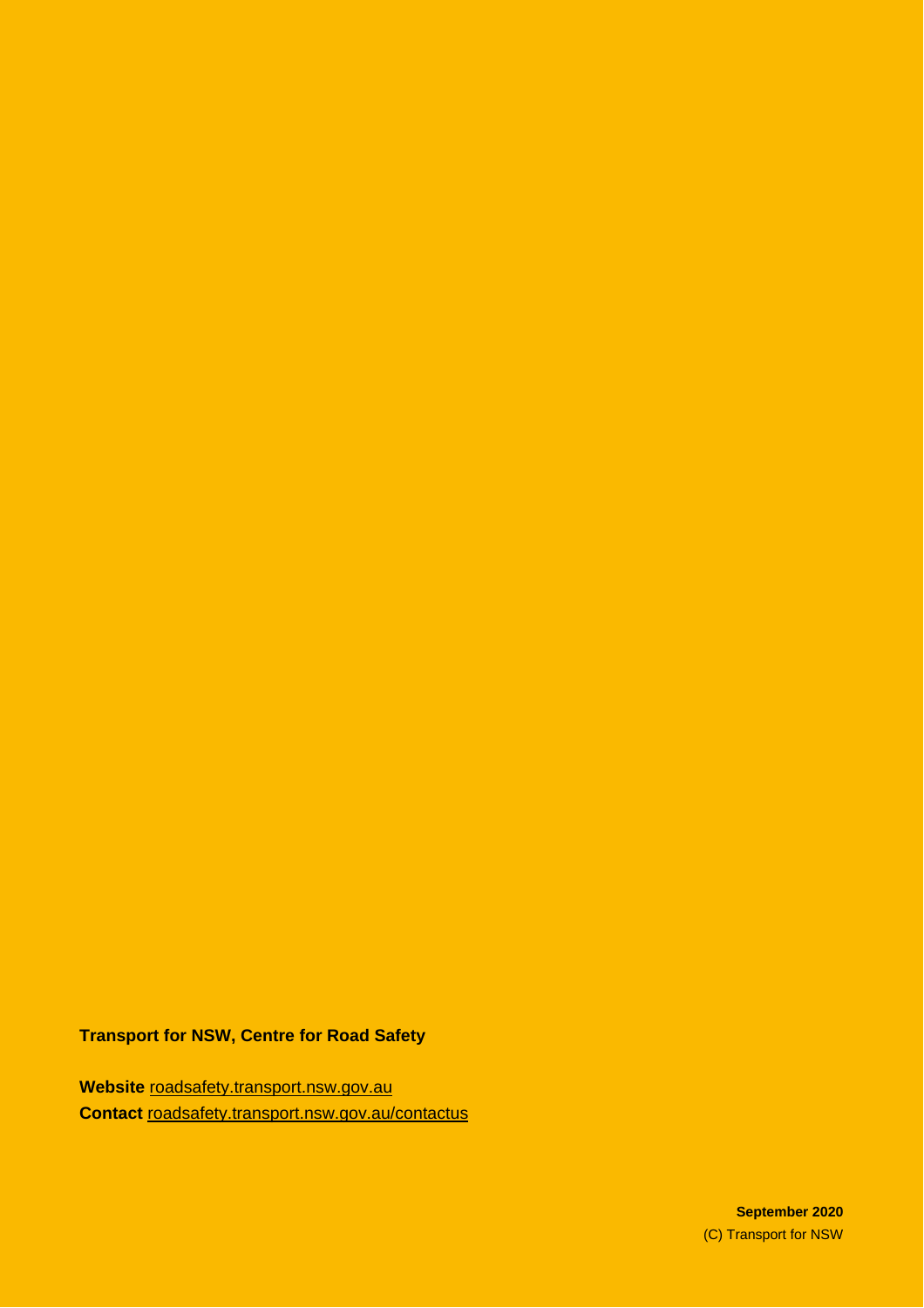**Transport for NSW, Centre for Road Safety**

**Website** roadsafety.transport.nsw.gov.au
**Contact** roadsafety.transport.nsw.gov.au/contactus

**September 2020**
(C) Transport for NSW